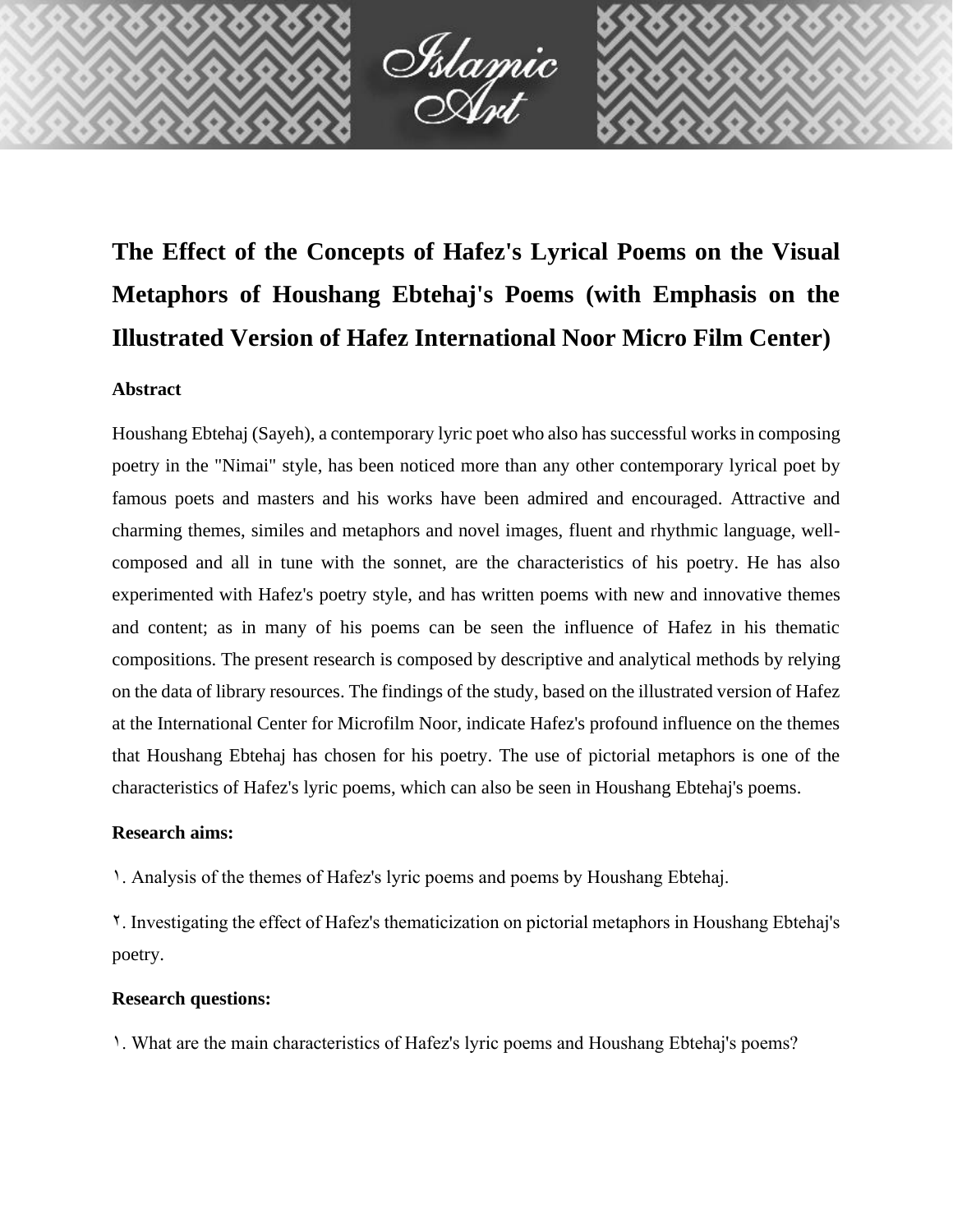# The Effect of the Concepts of Hafez's Lyrical Poems on the Visual Metaphors of Houshang Ebtehaj's Poems (with Emphasis on the Illustrated Version of Hafez International Noor Micro Film Center)

### Abstract

Houshang Ebtehaj (Sayeh), a contemporary lyric poet who also has successful works in composing poetry in the "Nimai" style, has been noticed more than any other contemporary lyrical poet by famous poets and masters and his works have been admired and encouraged. Attractive and charming themes, similes and metaphors and novel images, fluent and rhythmic language, well-composed and all in tune with the sonnet, are the characteristics of his poetry. He has also experimented with Hafez's poetry style, and has written poems with new and innovative themes and content; as in many of his poems can be seen the influence of Hafez in his thematic compositions. The present research is composed by descriptive and analytical methods by relying on the data of library resources. The findings of the study, based on the illustrated version of Hafez at the International Center for Microfilm Noor, indicate Hafez's profound influence on the themes that Houshang Ebtehaj has chosen for his poetry. The use of pictorial metaphors is one of the characteristics of Hafez's lyric poems, which can also be seen in Houshang Ebtehaj's poems.

### Research aims:

١. Analysis of the themes of Hafez's lyric poems and poems by Houshang Ebtehaj.

٢. Investigating the effect of Hafez's thematicization on pictorial metaphors in Houshang Ebtehaj's poetry.

### Research questions:

١. What are the main characteristics of Hafez's lyric poems and Houshang Ebtehaj's poems?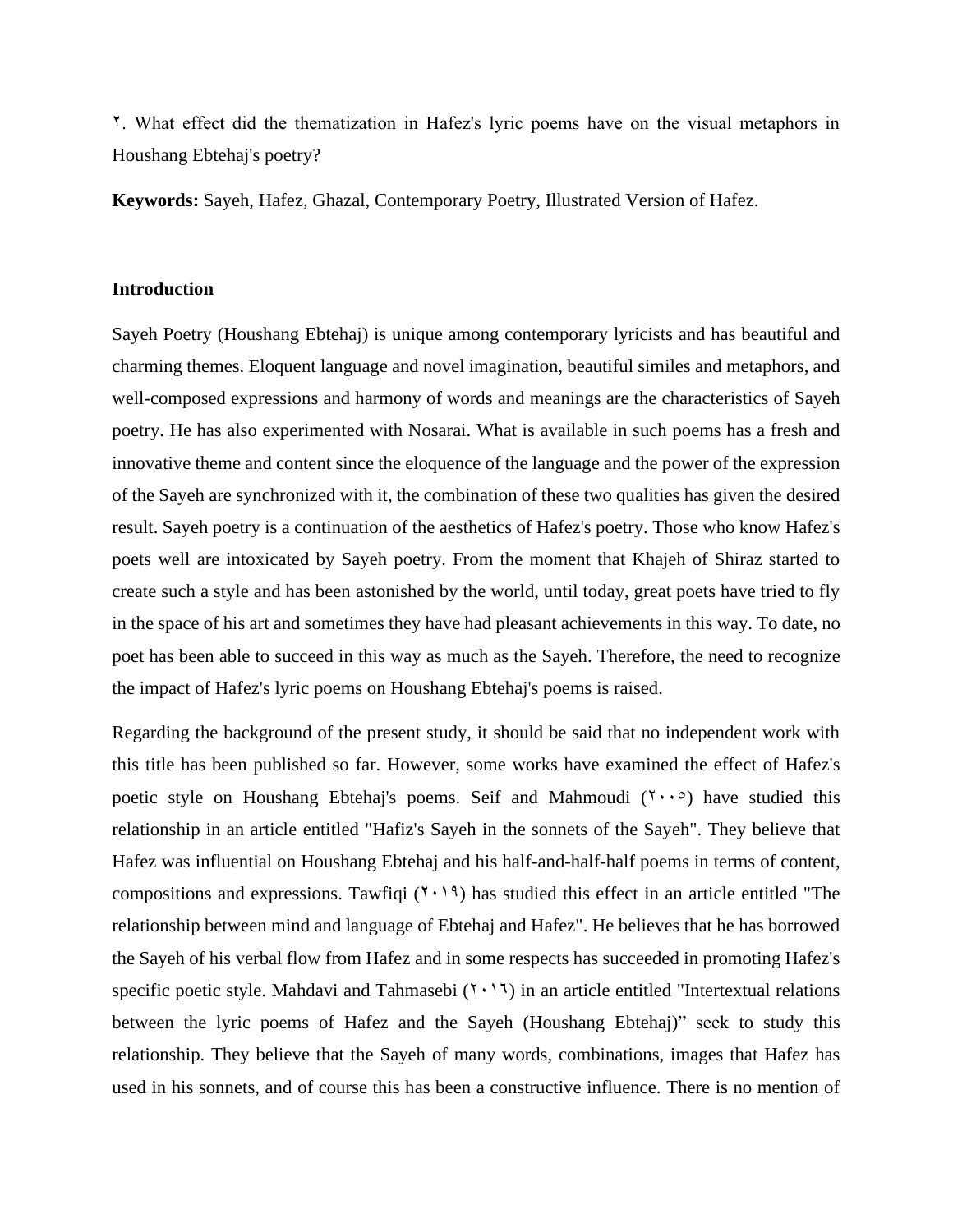٢. What effect did the thematization in Hafez's lyric poems have on the visual metaphors in Houshang Ebtehaj's poetry?

**Keywords:** Sayeh, Hafez, Ghazal, Contemporary Poetry, Illustrated Version of Hafez.

## Introduction

Sayeh Poetry (Houshang Ebtehaj) is unique among contemporary lyricists and has beautiful and charming themes. Eloquent language and novel imagination, beautiful similes and metaphors, and well-composed expressions and harmony of words and meanings are the characteristics of Sayeh poetry. He has also experimented with Nosarai. What is available in such poems has a fresh and innovative theme and content since the eloquence of the language and the power of the expression of the Sayeh are synchronized with it, the combination of these two qualities has given the desired result. Sayeh poetry is a continuation of the aesthetics of Hafez's poetry. Those who know Hafez's poets well are intoxicated by Sayeh poetry. From the moment that Khajeh of Shiraz started to create such a style and has been astonished by the world, until today, great poets have tried to fly in the space of his art and sometimes they have had pleasant achievements in this way. To date, no poet has been able to succeed in this way as much as the Sayeh. Therefore, the need to recognize the impact of Hafez's lyric poems on Houshang Ebtehaj's poems is raised.

Regarding the background of the present study, it should be said that no independent work with this title has been published so far. However, some works have examined the effect of Hafez's poetic style on Houshang Ebtehaj's poems. Seif and Mahmoudi (٢٠٠٥) have studied this relationship in an article entitled "Hafiz's Sayeh in the sonnets of the Sayeh". They believe that Hafez was influential on Houshang Ebtehaj and his half-and-half-half poems in terms of content, compositions and expressions. Tawfiqi (٢٠١٩) has studied this effect in an article entitled "The relationship between mind and language of Ebtehaj and Hafez". He believes that he has borrowed the Sayeh of his verbal flow from Hafez and in some respects has succeeded in promoting Hafez's specific poetic style. Mahdavi and Tahmasebi (٢٠١٦) in an article entitled "Intertextual relations between the lyric poems of Hafez and the Sayeh (Houshang Ebtehaj)" seek to study this relationship. They believe that the Sayeh of many words, combinations, images that Hafez has used in his sonnets, and of course this has been a constructive influence. There is no mention of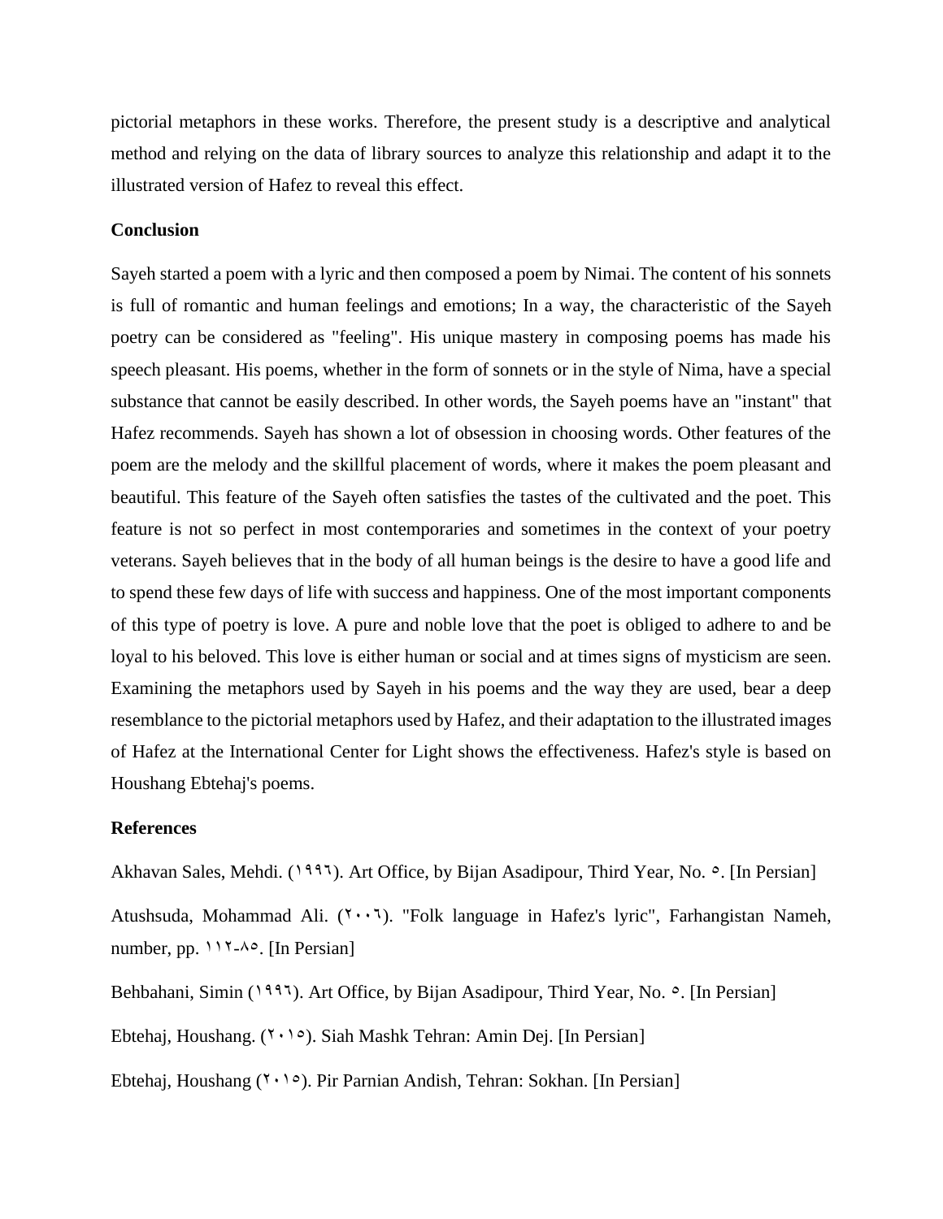pictorial metaphors in these works. Therefore, the present study is a descriptive and analytical method and relying on the data of library sources to analyze this relationship and adapt it to the illustrated version of Hafez to reveal this effect.

**Conclusion**

Sayeh started a poem with a lyric and then composed a poem by Nimai. The content of his sonnets is full of romantic and human feelings and emotions; In a way, the characteristic of the Sayeh poetry can be considered as "feeling". His unique mastery in composing poems has made his speech pleasant. His poems, whether in the form of sonnets or in the style of Nima, have a special substance that cannot be easily described. In other words, the Sayeh poems have an "instant" that Hafez recommends. Sayeh has shown a lot of obsession in choosing words. Other features of the poem are the melody and the skillful placement of words, where it makes the poem pleasant and beautiful. This feature of the Sayeh often satisfies the tastes of the cultivated and the poet. This feature is not so perfect in most contemporaries and sometimes in the context of your poetry veterans. Sayeh believes that in the body of all human beings is the desire to have a good life and to spend these few days of life with success and happiness. One of the most important components of this type of poetry is love. A pure and noble love that the poet is obliged to adhere to and be loyal to his beloved. This love is either human or social and at times signs of mysticism are seen. Examining the metaphors used by Sayeh in his poems and the way they are used, bear a deep resemblance to the pictorial metaphors used by Hafez, and their adaptation to the illustrated images of Hafez at the International Center for Light shows the effectiveness. Hafez's style is based on Houshang Ebtehaj's poems.

**References**

Akhavan Sales, Mehdi. (١٩٩٦). Art Office, by Bijan Asadipour, Third Year, No. ٥. [In Persian]

Atushsuda, Mohammad Ali. (٢٠٠٦). "Folk language in Hafez's lyric", Farhangistan Nameh, number, pp. ١١٢-٨٥. [In Persian]

Behbahani, Simin (١٩٩٦). Art Office, by Bijan Asadipour, Third Year, No. ٥. [In Persian]

Ebtehaj, Houshang. (٢٠١٥). Siah Mashk Tehran: Amin Dej. [In Persian]

Ebtehaj, Houshang (٢٠١٥). Pir Parnian Andish, Tehran: Sokhan. [In Persian]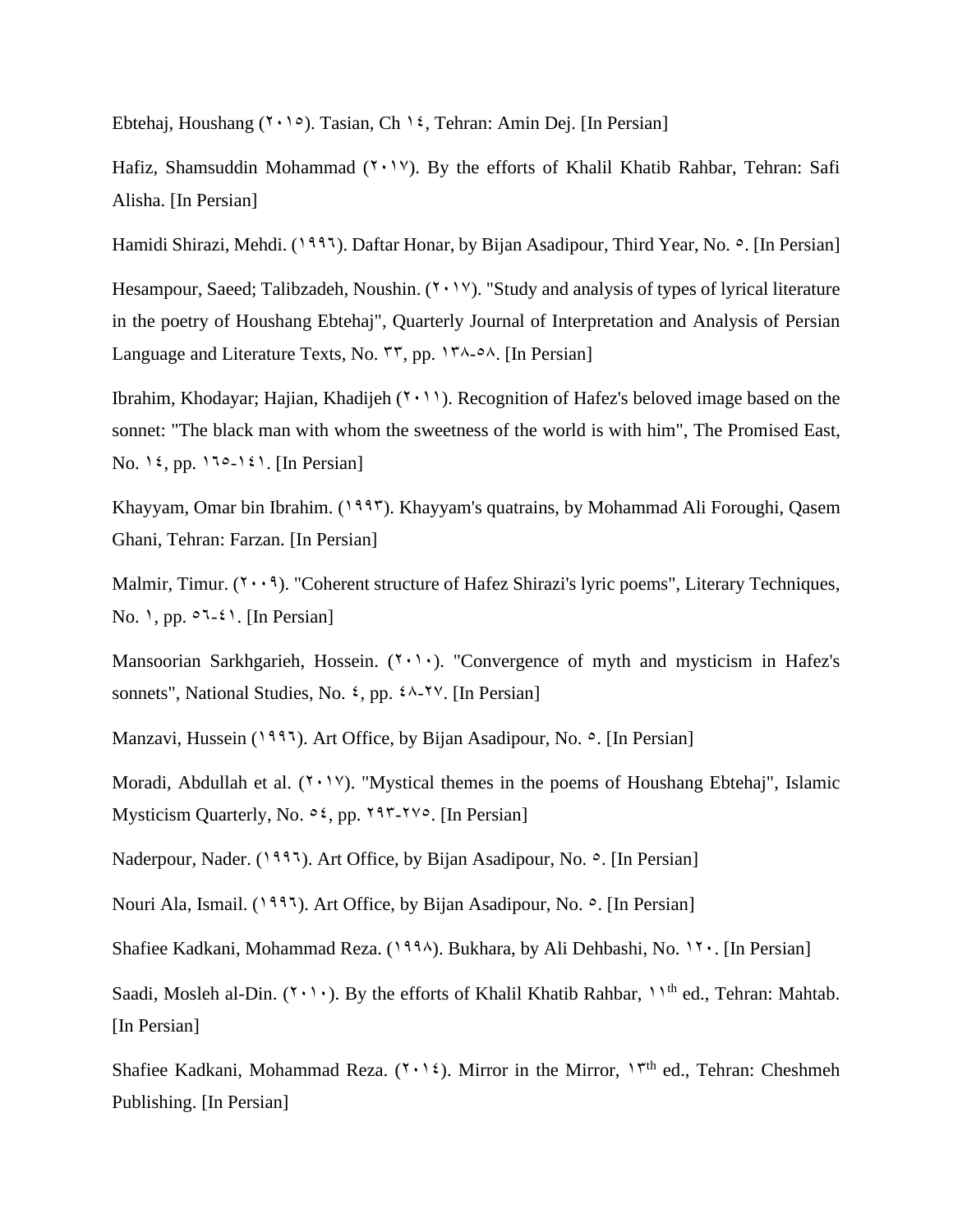Ebtehaj, Houshang (٢٠١٥). Tasian, Ch ١٤, Tehran: Amin Dej. [In Persian]

Hafiz, Shamsuddin Mohammad (٢٠١٧). By the efforts of Khalil Khatib Rahbar, Tehran: Safi Alisha. [In Persian]

Hamidi Shirazi, Mehdi. (١٩٩٦). Daftar Honar, by Bijan Asadipour, Third Year, No. ٥. [In Persian]

Hesampour, Saeed; Talibzadeh, Noushin. (٢٠١٧). "Study and analysis of types of lyrical literature in the poetry of Houshang Ebtehaj", Quarterly Journal of Interpretation and Analysis of Persian Language and Literature Texts, No. ٣٣, pp. ١٣٨-٥٨. [In Persian]

Ibrahim, Khodayar; Hajian, Khadijeh (٢٠١١). Recognition of Hafez's beloved image based on the sonnet: "The black man with whom the sweetness of the world is with him", The Promised East, No. ١٤, pp. ١٦٥-١٤١. [In Persian]

Khayyam, Omar bin Ibrahim. (١٩٩٣). Khayyam's quatrains, by Mohammad Ali Foroughi, Qasem Ghani, Tehran: Farzan. [In Persian]

Malmir, Timur. (٢٠٠٩). "Coherent structure of Hafez Shirazi's lyric poems", Literary Techniques, No. ١, pp. ٥٦-٤١. [In Persian]

Mansoorian Sarkhgarieh, Hossein. (٢٠١٠). "Convergence of myth and mysticism in Hafez's sonnets", National Studies, No. ٤, pp. ٤٨-٢٧. [In Persian]

Manzavi, Hussein (١٩٩٦). Art Office, by Bijan Asadipour, No. ٥. [In Persian]

Moradi, Abdullah et al. (٢٠١٧). "Mystical themes in the poems of Houshang Ebtehaj", Islamic Mysticism Quarterly, No. ٥٤, pp. ٢٩٣-٢٧٥. [In Persian]

Naderpour, Nader. (١٩٩٦). Art Office, by Bijan Asadipour, No. ٥. [In Persian]

Nouri Ala, Ismail. (١٩٩٦). Art Office, by Bijan Asadipour, No. ٥. [In Persian]

Shafiee Kadkani, Mohammad Reza. (١٩٩٨). Bukhara, by Ali Dehbashi, No. ١٢٠. [In Persian]

Saadi, Mosleh al-Din. (٢٠١٠). By the efforts of Khalil Khatib Rahbar, ١١th ed., Tehran: Mahtab. [In Persian]

Shafiee Kadkani, Mohammad Reza. (٢٠١٤). Mirror in the Mirror, ١٣th ed., Tehran: Cheshmeh Publishing. [In Persian]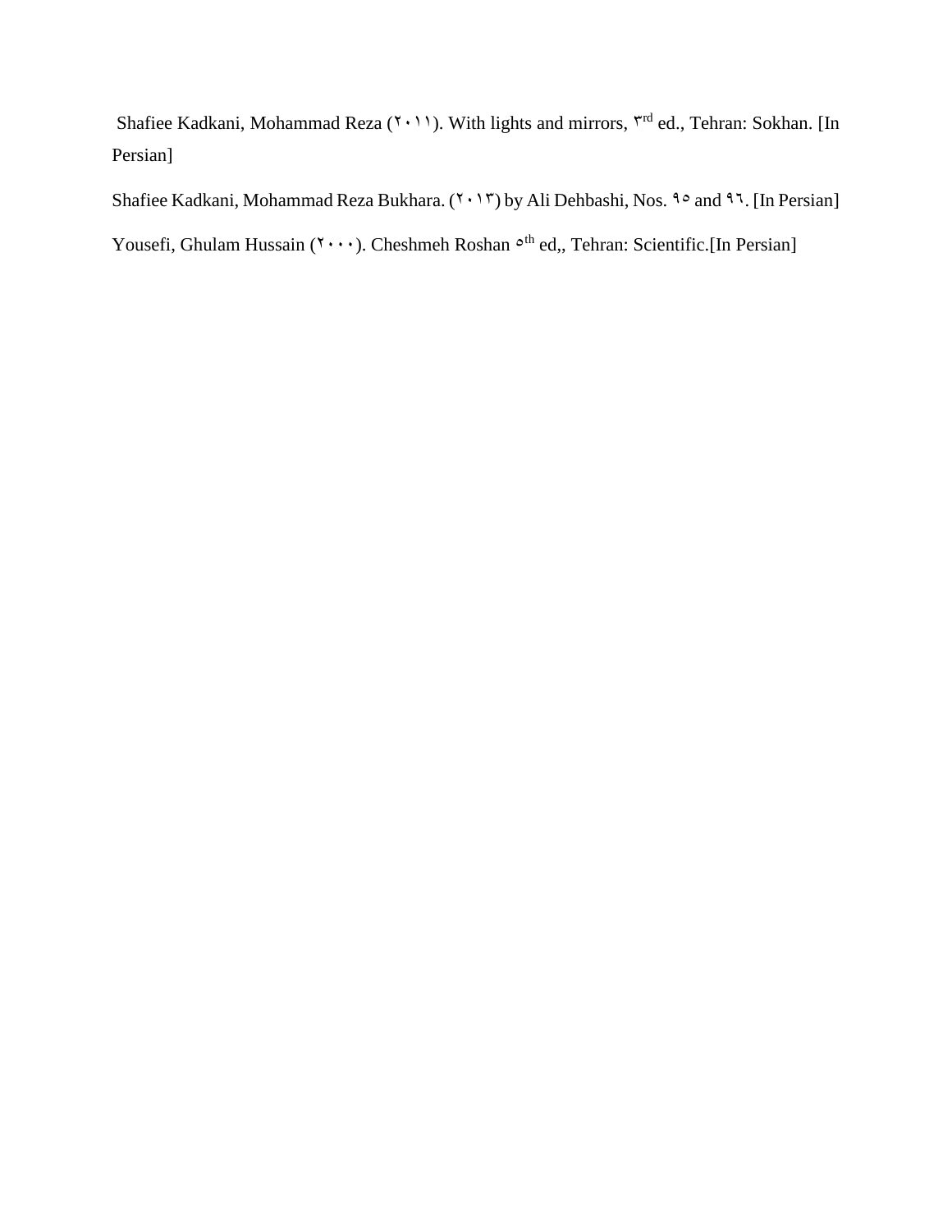Shafiee Kadkani, Mohammad Reza (۲۰۱۱). With lights and mirrors, ۳rd ed., Tehran: Sokhan. [In Persian]

Shafiee Kadkani, Mohammad Reza Bukhara. (۲۰۱۳) by Ali Dehbashi, Nos. ۹۵ and ۹٦. [In Persian]

Yousefi, Ghulam Hussain (۲۰۰۰). Cheshmeh Roshan ۵th ed,, Tehran: Scientific.[In Persian]